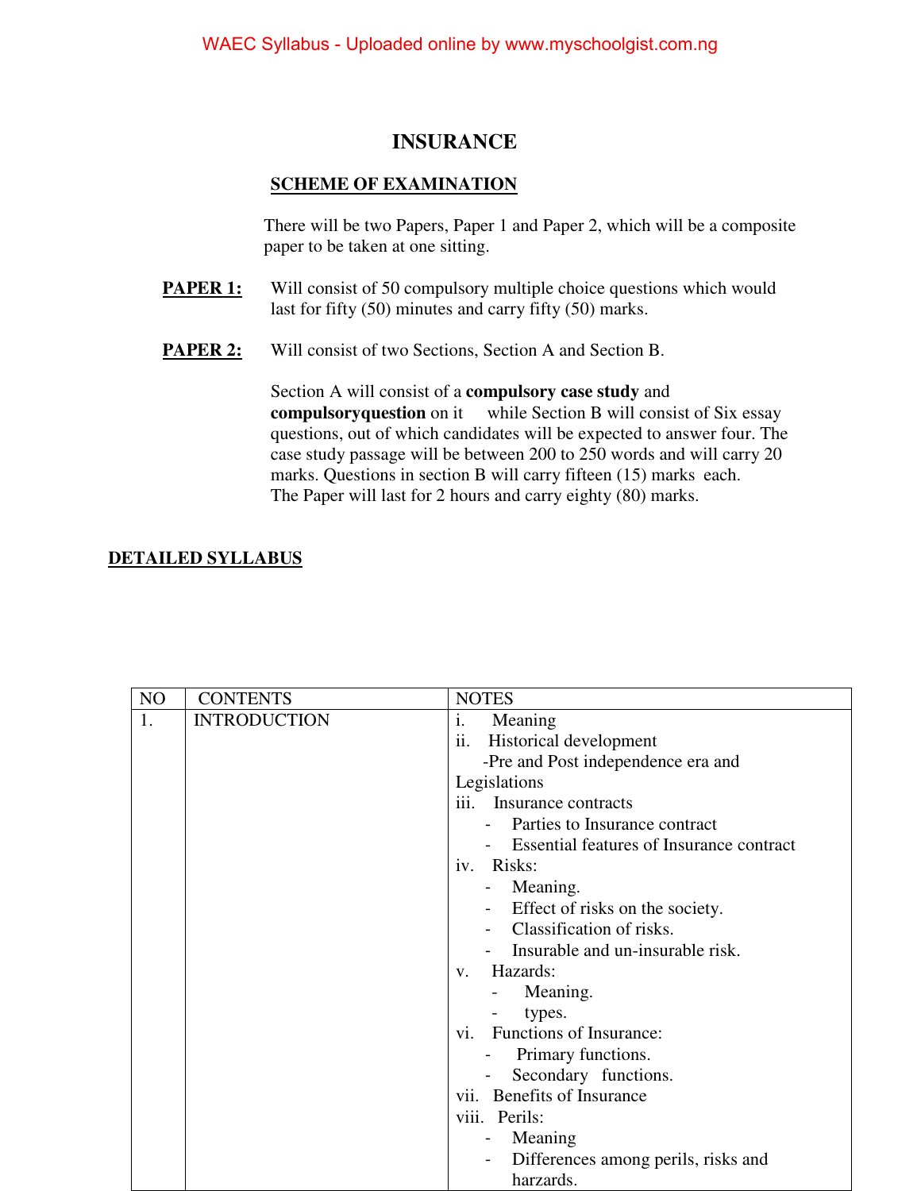# INSURANCE

## SCHEME OF EXAMINATION

There will be two Papers, Paper 1 and Paper 2, which will be a composite paper to be taken at one sitting.

**PAPER 1:** Will consist of 50 compulsory multiple choice questions which would last for fifty (50) minutes and carry fifty (50) marks.

**PAPER 2:** Will consist of two Sections, Section A and Section B.

Section A will consist of a **compulsory case study** and **compulsoryquestion** on it while Section B will consist of Six essay questions, out of which candidates will be expected to answer four. The case study passage will be between 200 to 250 words and will carry 20 marks. Questions in section B will carry fifteen (15) marks each. The Paper will last for 2 hours and carry eighty (80) marks.

## DETAILED SYLLABUS

| NO | CONTENTS | NOTES |
|---|---|---|
| 1. | INTRODUCTION | i. Meaning<br>ii. Historical development<br>-Pre and Post independence era and Legislations<br>iii. Insurance contracts<br>- Parties to Insurance contract<br>- Essential features of Insurance contract<br>iv. Risks:<br>- Meaning.<br>- Effect of risks on the society.<br>- Classification of risks.<br>- Insurable and un-insurable risk.<br>v. Hazards:<br>- Meaning.<br>- types.<br>vi. Functions of Insurance:<br>- Primary functions.<br>- Secondary functions.<br>vii. Benefits of Insurance<br>viii. Perils:<br>- Meaning<br>- Differences among perils, risks and harzards. |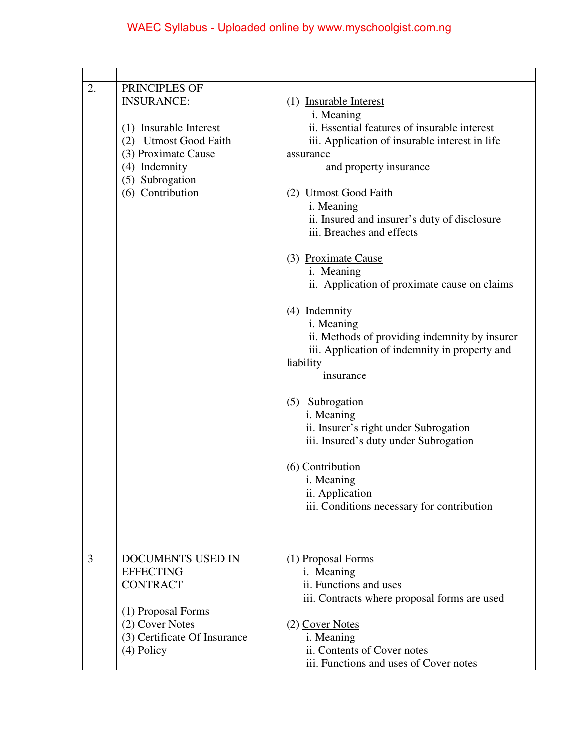| | | |
|---|---|---|
| 2. | PRINCIPLES OF INSURANCE:<br><br>(1) Insurable Interest<br>(2) Utmost Good Faith<br>(3) Proximate Cause<br>(4) Indemnity<br>(5) Subrogation<br>(6) Contribution | (1) <u>Insurable Interest</u><br>i. Meaning<br>ii. Essential features of insurable interest<br>iii. Application of insurable interest in life assurance and property insurance<br><br>(2) <u>Utmost Good Faith</u><br>i. Meaning<br>ii. Insured and insurer's duty of disclosure<br>iii. Breaches and effects<br><br>(3) <u>Proximate Cause</u><br>i. Meaning<br>ii. Application of proximate cause on claims<br><br>(4) <u>Indemnity</u><br>i. Meaning<br>ii. Methods of providing indemnity by insurer<br>iii. Application of indemnity in property and liability insurance<br><br>(5) <u>Subrogation</u><br>i. Meaning<br>ii. Insurer's right under Subrogation<br>iii. Insured's duty under Subrogation<br><br>(6) <u>Contribution</u><br>i. Meaning<br>ii. Application<br>iii. Conditions necessary for contribution |
| 3 | DOCUMENTS USED IN EFFECTING CONTRACT<br><br>(1) Proposal Forms<br>(2) Cover Notes<br>(3) Certificate Of Insurance<br>(4) Policy | (1) <u>Proposal Forms</u><br>i. Meaning<br>ii. Functions and uses<br>iii. Contracts where proposal forms are used<br><br>(2) <u>Cover Notes</u><br>i. Meaning<br>ii. Contents of Cover notes<br>iii. Functions and uses of Cover notes |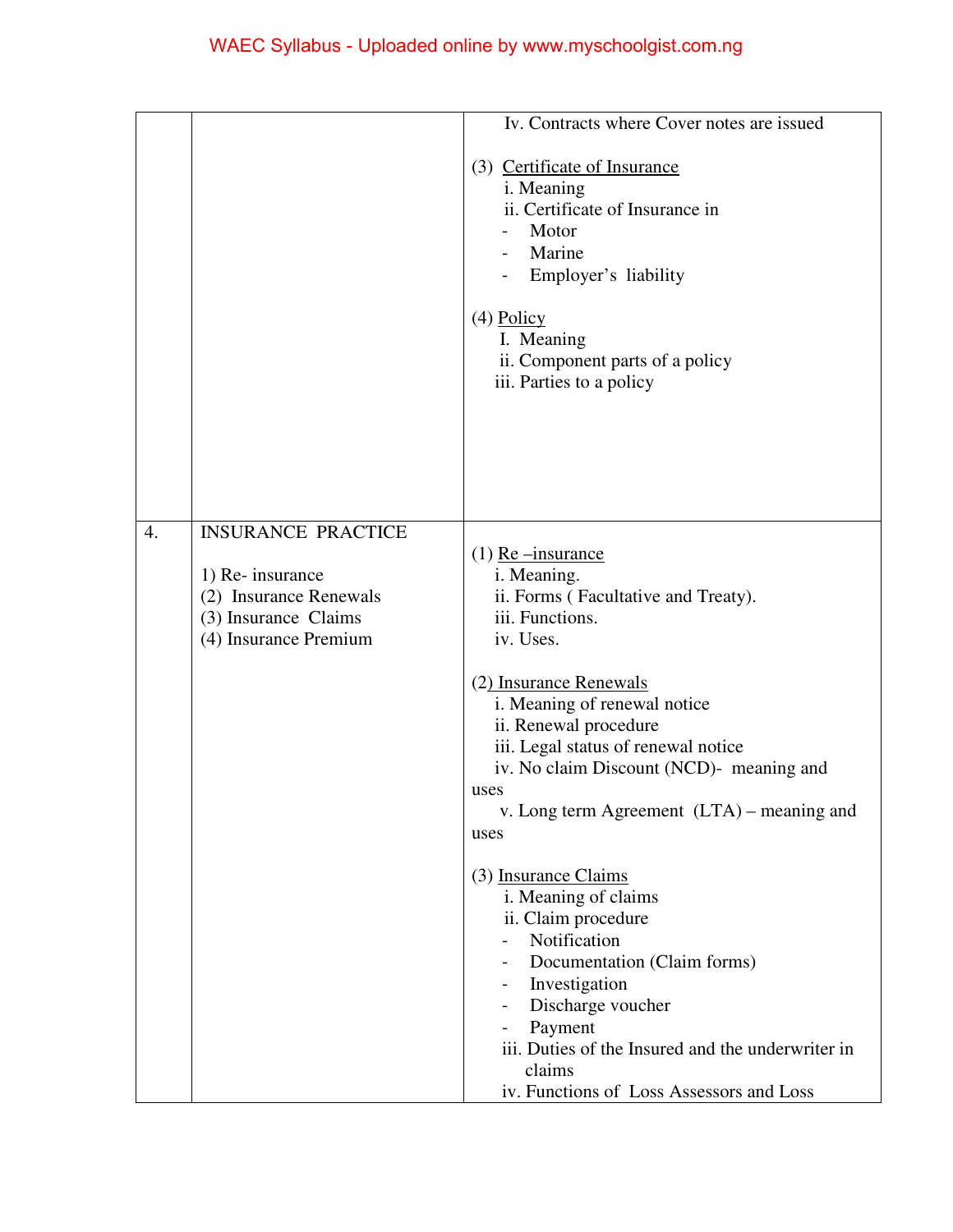| | | |
|---|---|---|
| | | Iv. Contracts where Cover notes are issued<br><br>(3) Certificate of Insurance<br>i. Meaning<br>ii. Certificate of Insurance in<br>- Motor<br>- Marine<br>- Employer's liability<br><br>(4) Policy<br>I. Meaning<br>ii. Component parts of a policy<br>iii. Parties to a policy |
| 4. | INSURANCE PRACTICE<br><br>1) Re- insurance<br>(2) Insurance Renewals<br>(3) Insurance Claims<br>(4) Insurance Premium | (1) Re –insurance<br>i. Meaning.<br>ii. Forms ( Facultative and Treaty).<br>iii. Functions.<br>iv. Uses.<br><br>(2) Insurance Renewals<br>i. Meaning of renewal notice<br>ii. Renewal procedure<br>iii. Legal status of renewal notice<br>iv. No claim Discount (NCD)- meaning and uses<br>v. Long term Agreement (LTA) – meaning and uses<br><br>(3) Insurance Claims<br>i. Meaning of claims<br>ii. Claim procedure<br>- Notification<br>- Documentation (Claim forms)<br>- Investigation<br>- Discharge voucher<br>- Payment<br>iii. Duties of the Insured and the underwriter in claims<br>iv. Functions of Loss Assessors and Loss |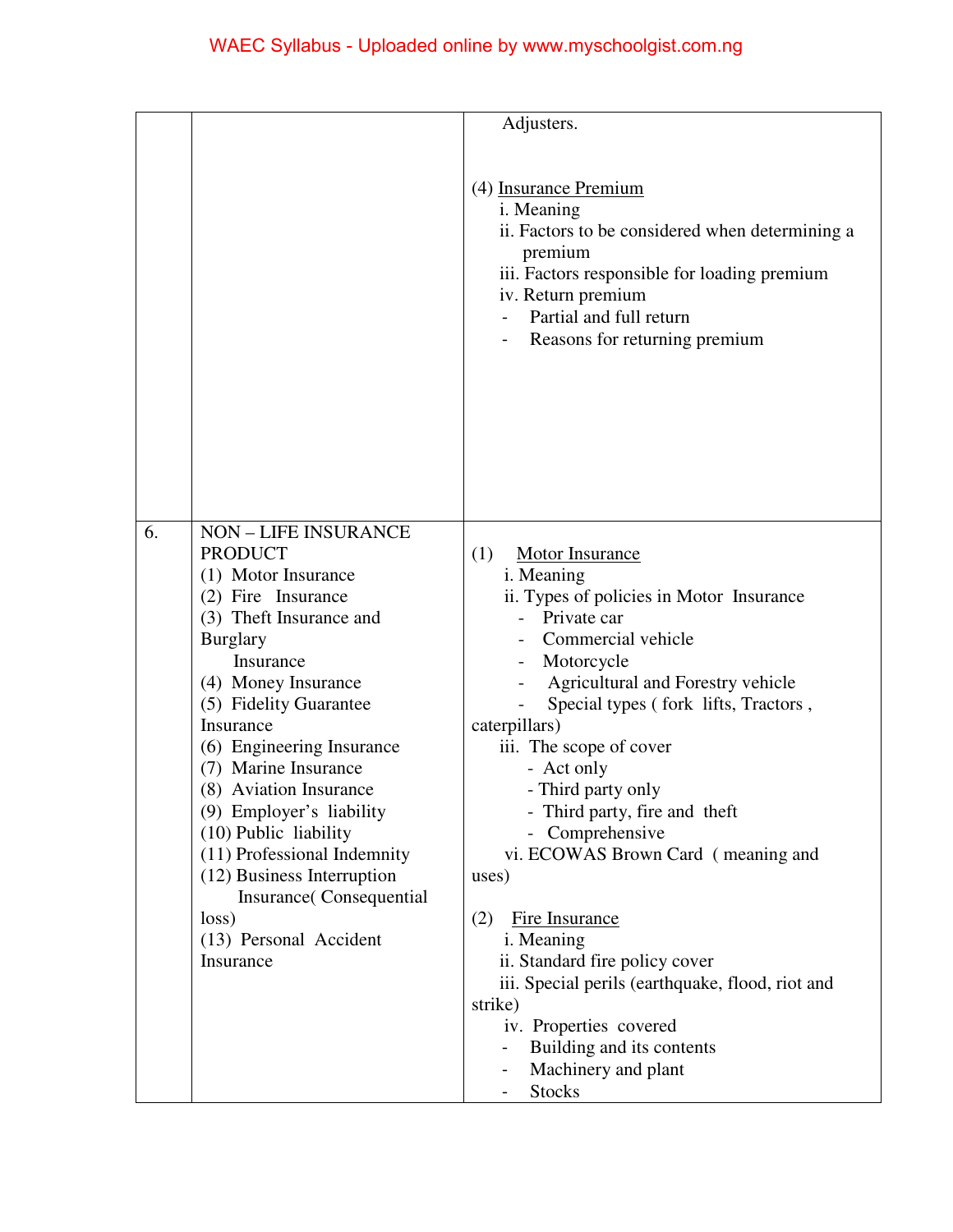| | | |
|---|---|---|
| | | Adjusters.<br><br>(4) <u>Insurance Premium</u><br>i. Meaning<br>ii. Factors to be considered when determining a premium<br>iii. Factors responsible for loading premium<br>iv. Return premium<br>- Partial and full return<br>- Reasons for returning premium |
| 6. | NON – LIFE INSURANCE PRODUCT<br>(1) Motor Insurance<br>(2) Fire Insurance<br>(3) Theft Insurance and Burglary Insurance<br>(4) Money Insurance<br>(5) Fidelity Guarantee Insurance<br>(6) Engineering Insurance<br>(7) Marine Insurance<br>(8) Aviation Insurance<br>(9) Employer's liability<br>(10) Public liability<br>(11) Professional Indemnity<br>(12) Business Interruption Insurance( Consequential loss)<br>(13) Personal Accident Insurance | (1) <u>Motor Insurance</u><br>i. Meaning<br>ii. Types of policies in Motor Insurance<br>- Private car<br>- Commercial vehicle<br>- Motorcycle<br>- Agricultural and Forestry vehicle<br>- Special types ( fork lifts, Tractors , caterpillars)<br>iii. The scope of cover<br>- Act only<br>- Third party only<br>- Third party, fire and theft<br>- Comprehensive<br>vi. ECOWAS Brown Card ( meaning and uses)<br><br>(2) <u>Fire Insurance</u><br>i. Meaning<br>ii. Standard fire policy cover<br>iii. Special perils (earthquake, flood, riot and strike)<br>iv. Properties covered<br>- Building and its contents<br>- Machinery and plant<br>- Stocks |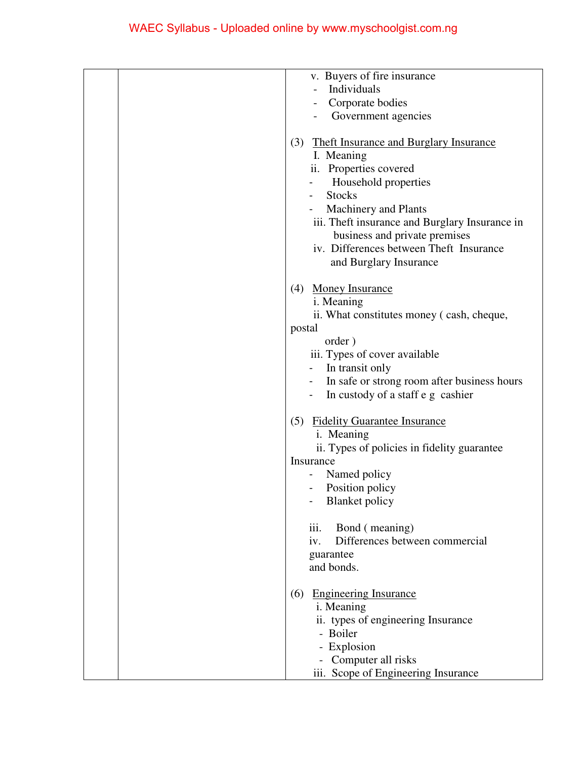| | | |
|---|---|---|
| | | v. Buyers of fire insurance<br>- Individuals<br>- Corporate bodies<br>- Government agencies<br><br>(3) <u>Theft Insurance and Burglary Insurance</u><br>I. Meaning<br>ii. Properties covered<br>- Household properties<br>- Stocks<br>- Machinery and Plants<br>iii. Theft insurance and Burglary Insurance in business and private premises<br>iv. Differences between Theft Insurance and Burglary Insurance<br><br>(4) <u>Money Insurance</u><br>i. Meaning<br>ii. What constitutes money ( cash, cheque, postal order )<br>iii. Types of cover available<br>- In transit only<br>- In safe or strong room after business hours<br>- In custody of a staff e g cashier<br><br>(5) <u>Fidelity Guarantee Insurance</u><br>i. Meaning<br>ii. Types of policies in fidelity guarantee Insurance<br>- Named policy<br>- Position policy<br>- Blanket policy<br><br>iii. Bond ( meaning)<br>iv. Differences between commercial guarantee and bonds.<br><br>(6) <u>Engineering Insurance</u><br>i. Meaning<br>ii. types of engineering Insurance<br>- Boiler<br>- Explosion<br>- Computer all risks<br>iii. Scope of Engineering Insurance |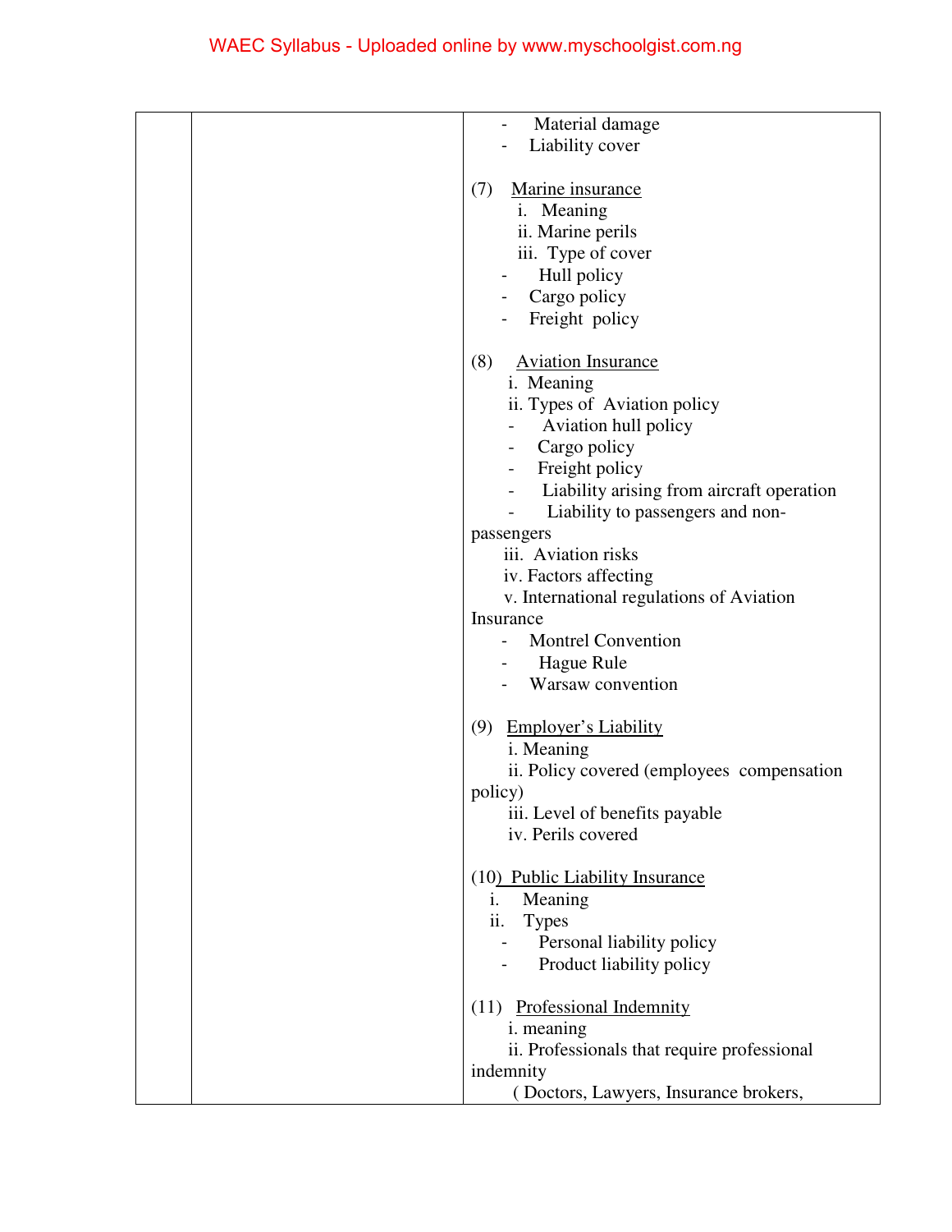| | | |
|---|---|---|
| | | - Material damage<br>- Liability cover<br><br>(7) <u>Marine insurance</u><br>i. Meaning<br>ii. Marine perils<br>iii. Type of cover<br>- Hull policy<br>- Cargo policy<br>- Freight policy<br><br>(8) <u>Aviation Insurance</u><br>i. Meaning<br>ii. Types of Aviation policy<br>- Aviation hull policy<br>- Cargo policy<br>- Freight policy<br>- Liability arising from aircraft operation<br>- Liability to passengers and non-passengers<br>iii. Aviation risks<br>iv. Factors affecting<br>v. International regulations of Aviation Insurance<br>- Montrel Convention<br>- Hague Rule<br>- Warsaw convention<br><br>(9) <u>Employer's Liability</u><br>i. Meaning<br>ii. Policy covered (employees compensation policy)<br>iii. Level of benefits payable<br>iv. Perils covered<br><br>(10) <u>Public Liability Insurance</u><br>i. Meaning<br>ii. Types<br>- Personal liability policy<br>- Product liability policy<br><br>(11) <u>Professional Indemnity</u><br>i. meaning<br>ii. Professionals that require professional indemnity<br>( Doctors, Lawyers, Insurance brokers, |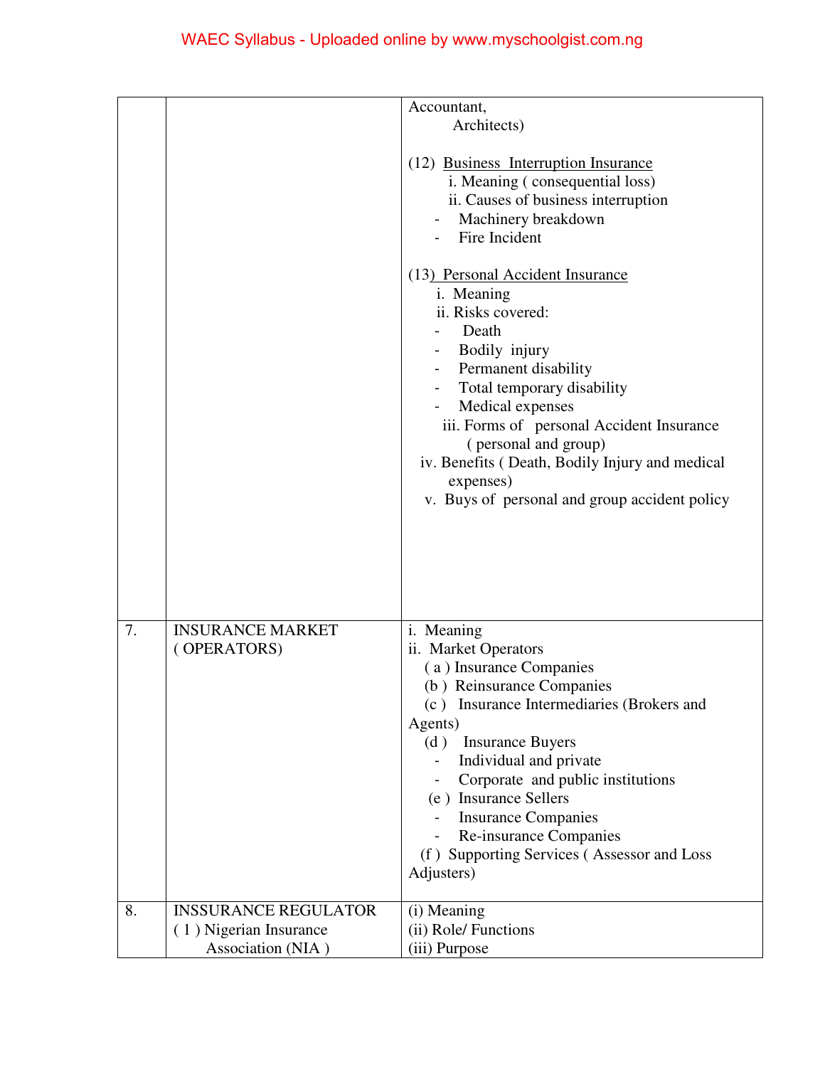| | | |
|---|---|---|
| | | Accountant, Architects)<br><br>(12) Business Interruption Insurance<br>i. Meaning ( consequential loss)<br>ii. Causes of business interruption<br>- Machinery breakdown<br>- Fire Incident<br><br>(13) Personal Accident Insurance<br>i. Meaning<br>ii. Risks covered:<br>- Death<br>- Bodily injury<br>- Permanent disability<br>- Total temporary disability<br>- Medical expenses<br>iii. Forms of personal Accident Insurance ( personal and group)<br>iv. Benefits ( Death, Bodily Injury and medical expenses)<br>v. Buys of personal and group accident policy |
| 7. | INSURANCE MARKET ( OPERATORS) | i. Meaning<br>ii. Market Operators<br>( a ) Insurance Companies<br>(b ) Reinsurance Companies<br>(c ) Insurance Intermediaries (Brokers and Agents)<br>(d ) Insurance Buyers<br>- Individual and private<br>- Corporate and public institutions<br>(e ) Insurance Sellers<br>- Insurance Companies<br>- Re-insurance Companies<br>(f ) Supporting Services ( Assessor and Loss Adjusters) |
| 8. | INSSURANCE REGULATOR<br>( 1 ) Nigerian Insurance Association (NIA ) | (i) Meaning<br>(ii) Role/ Functions<br>(iii) Purpose |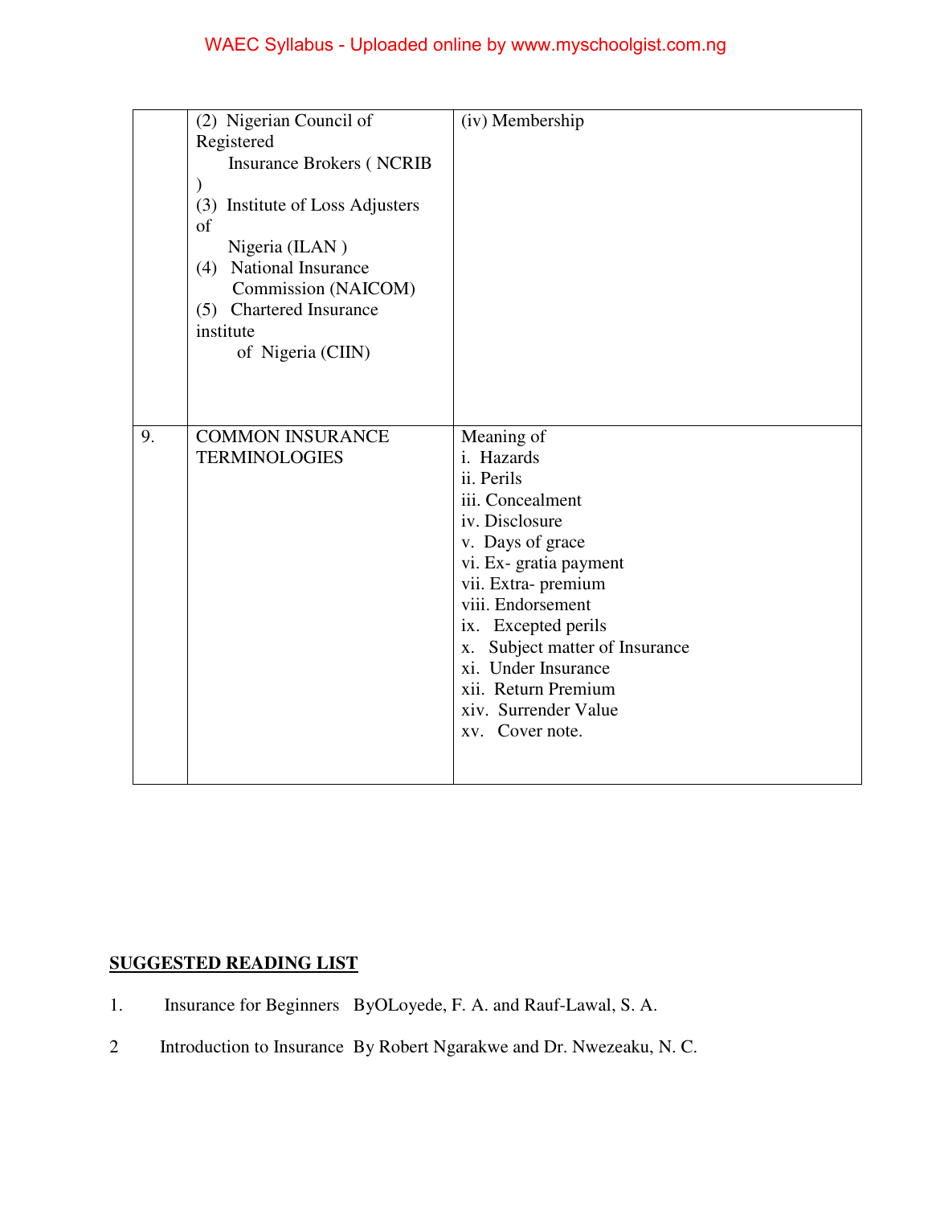| | | |
|---|---|---|
| | (2) Nigerian Council of Registered Insurance Brokers ( NCRIB )<br>(3) Institute of Loss Adjusters of Nigeria (ILAN )<br>(4) National Insurance Commission (NAICOM)<br>(5) Chartered Insurance institute of Nigeria (CIIN) | (iv) Membership |
| 9. | COMMON INSURANCE TERMINOLOGIES | Meaning of<br>i. Hazards<br>ii. Perils<br>iii. Concealment<br>iv. Disclosure<br>v. Days of grace<br>vi. Ex- gratia payment<br>vii. Extra- premium<br>viii. Endorsement<br>ix. Excepted perils<br>x. Subject matter of Insurance<br>xi. Under Insurance<br>xii. Return Premium<br>xiv. Surrender Value<br>xv. Cover note. |

**SUGGESTED READING LIST**

1. Insurance for Beginners ByOLoyede, F. A. and Rauf-Lawal, S. A.
2. Introduction to Insurance By Robert Ngarakwe and Dr. Nwezeaku, N. C.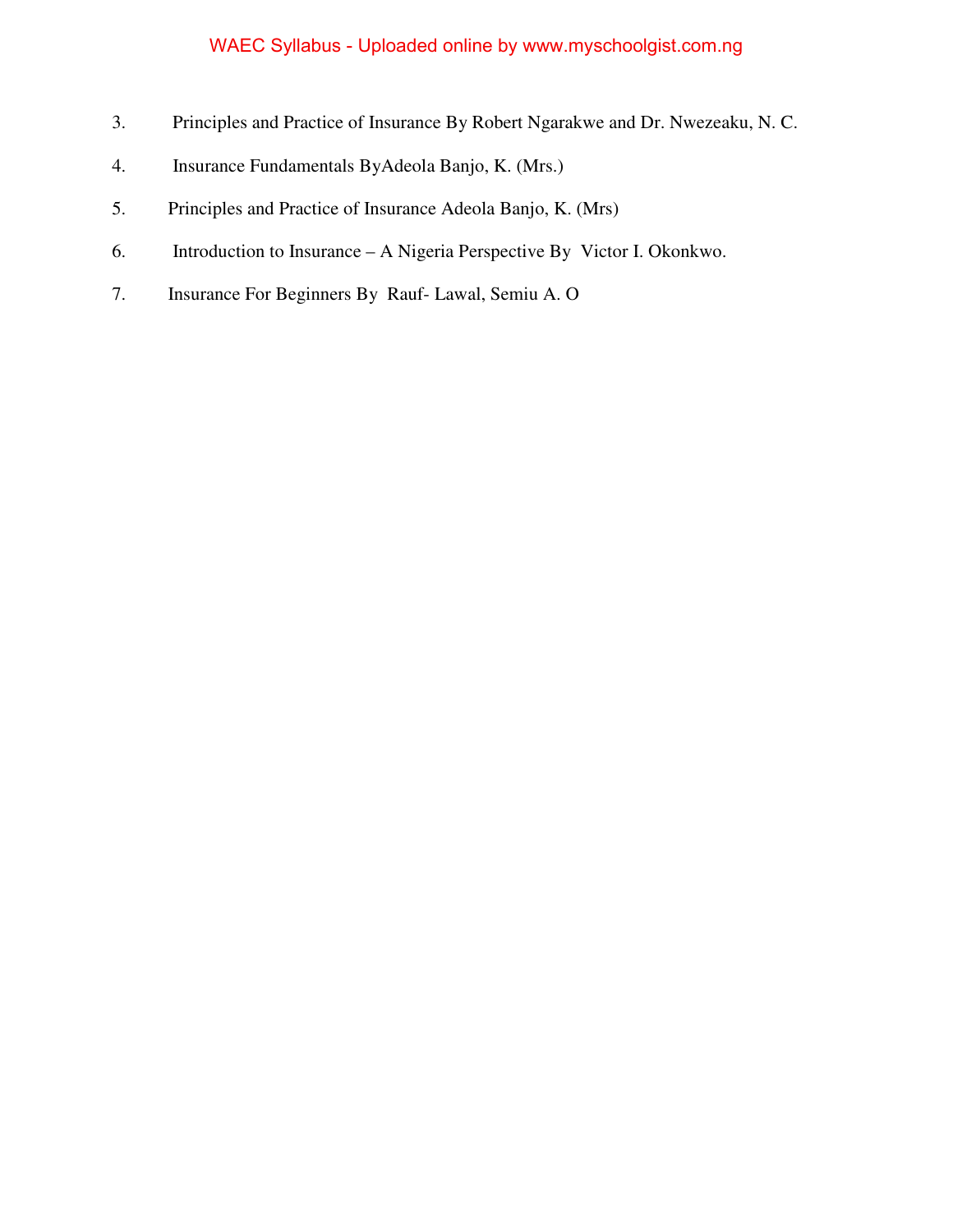3. Principles and Practice of Insurance By Robert Ngarakwe and Dr. Nwezeaku, N. C.
4. Insurance Fundamentals ByAdeola Banjo, K. (Mrs.)
5. Principles and Practice of Insurance Adeola Banjo, K. (Mrs)
6. Introduction to Insurance – A Nigeria Perspective By Victor I. Okonkwo.
7. Insurance For Beginners By Rauf- Lawal, Semiu A. O